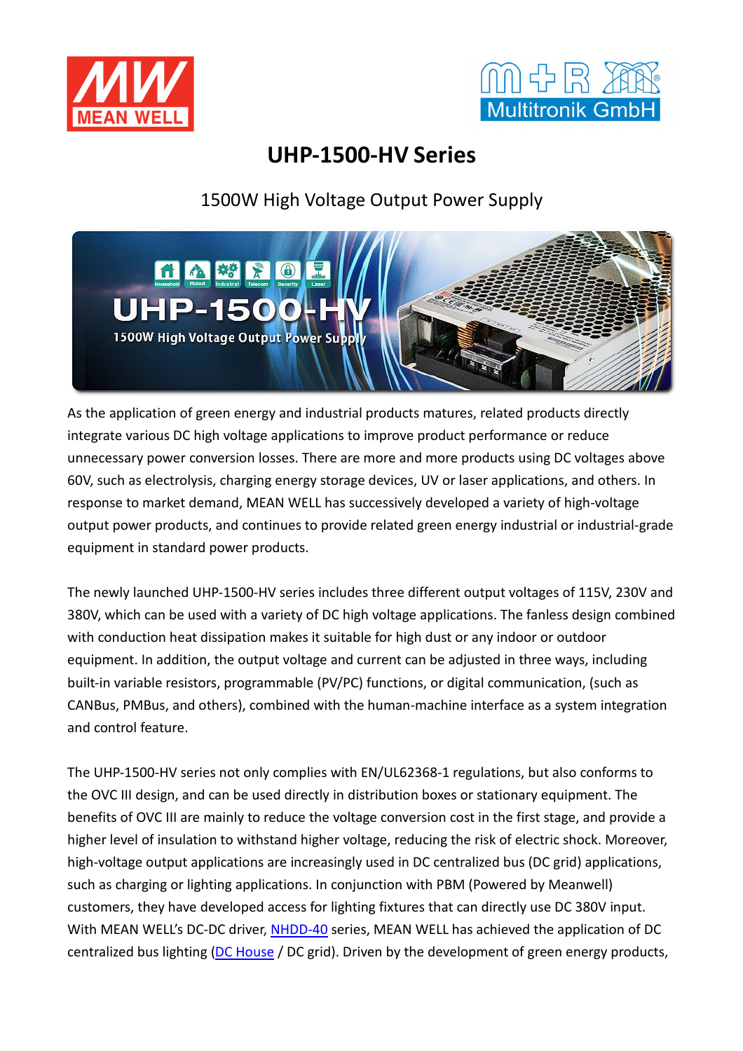# UHP-1500-HV Series

## 1500W High Voltage Output Power Supply

As the application of green energy and industrial products matures, related products directly integrate various DC high voltage applications to improve product performance or reduce unnecessary power conversion losses. There are more and more products using DC voltages above 60V, such as electrolysis, charging energy storage devices, UV or laser applications, and others. In response to market demand, MEAN WELL has successively developed a variety of high-voltage output power products, and continues to provide related green energy industrial or industrial-grade equipment in standard power products.

The newly launched UHP-1500-HV series includes three different output voltages of 115V, 230V and 380V, which can be used with a variety of DC high voltage applications. The fanless design combined with conduction heat dissipation makes it suitable for high dust or any indoor or outdoor equipment. In addition, the output voltage and current can be adjusted in three ways, including built-in variable resistors, programmable (PV/PC) functions, or digital communication, (such as CANBus, PMBus, and others), combined with the human-machine interface as a system integration and control feature.

The UHP-1500-HV series not only complies with EN/UL62368-1 regulations, but also conforms to the OVC III design, and can be used directly in distribution boxes or stationary equipment. The benefits of OVC III are mainly to reduce the voltage conversion cost in the first stage, and provide a higher level of insulation to withstand higher voltage, reducing the risk of electric shock. Moreover, high-voltage output applications are increasingly used in DC centralized bus (DC grid) applications, such as charging or lighting applications. In conjunction with PBM (Powered by Meanwell) customers, they have developed access for lighting fixtures that can directly use DC 380V input. With MEAN WELL's DC-DC driver, NHDD-40 series, MEAN WELL has achieved the application of DC centralized bus lighting (DC House / DC grid). Driven by the development of green energy products,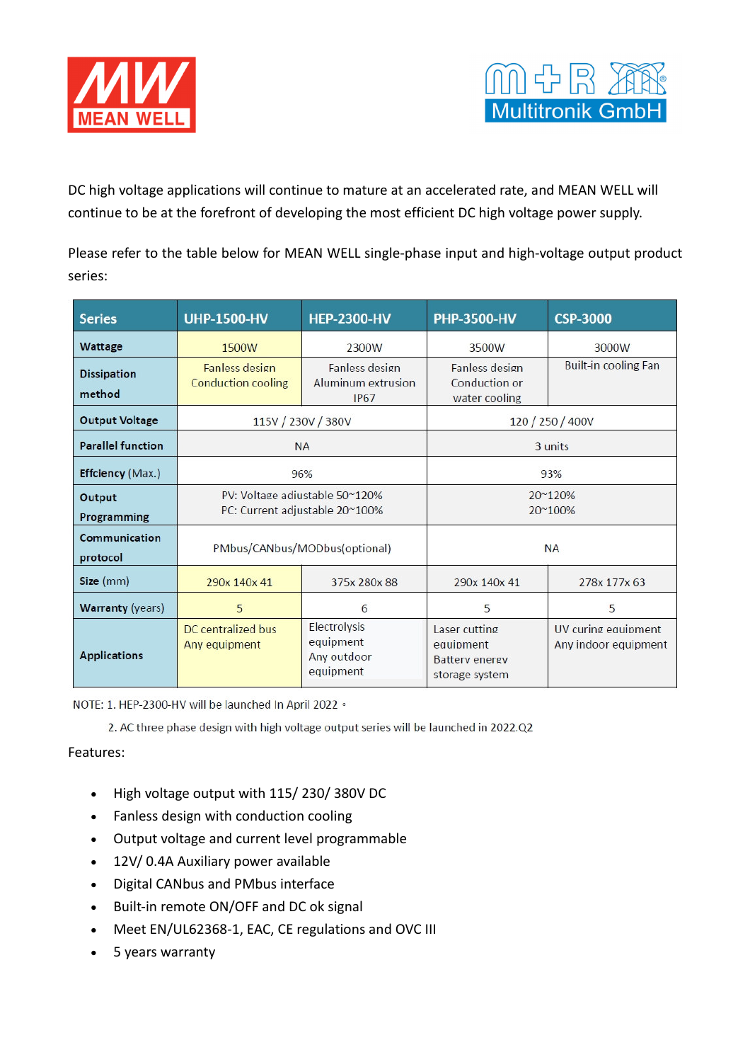DC high voltage applications will continue to mature at an accelerated rate, and MEAN WELL will continue to be at the forefront of developing the most efficient DC high voltage power supply.

Please refer to the table below for MEAN WELL single-phase input and high-voltage output product series:

| Series | UHP-1500-HV | HEP-2300-HV | PHP-3500-HV | CSP-3000 |
|---|---|---|---|---|
| Wattage | 1500W | 2300W | 3500W | 3000W |
| Dissipation method | Fanless design Conduction cooling | Fanless design Aluminum extrusion IP67 | Fanless design Conduction or water cooling | Built-in cooling Fan |
| Output Voltage | 115V / 230V / 380V | | 120 / 250 / 400V | |
| Parallel function | NA | | 3 units | |
| Effciency (Max.) | 96% | | 93% | |
| Output Programming | PV: Voltage adjustable 50~120%<br>PC: Current adjustable 20~100% | | 20~120%<br>20~100% | |
| Communication protocol | PMbus/CANbus/MODbus(optional) | | NA | |
| Size (mm) | 290x 140x 41 | 375x 280x 88 | 290x 140x 41 | 278x 177x 63 |
| Warranty (years) | 5 | 6 | 5 | 5 |
| Applications | DC centralized bus<br>Any equipment | Electrolysis equipment<br>Any outdoor equipment | Laser cutting equipment<br>Battery energy storage system | UV curing equipment<br>Any indoor equipment |

NOTE: 1. HEP-2300-HV will be launched In April 2022。

2. AC three phase design with high voltage output series will be launched in 2022.Q2

Features:

- High voltage output with 115/ 230/ 380V DC
- Fanless design with conduction cooling
- Output voltage and current level programmable
- 12V/ 0.4A Auxiliary power available
- Digital CANbus and PMbus interface
- Built-in remote ON/OFF and DC ok signal
- Meet EN/UL62368-1, EAC, CE regulations and OVC III
- 5 years warranty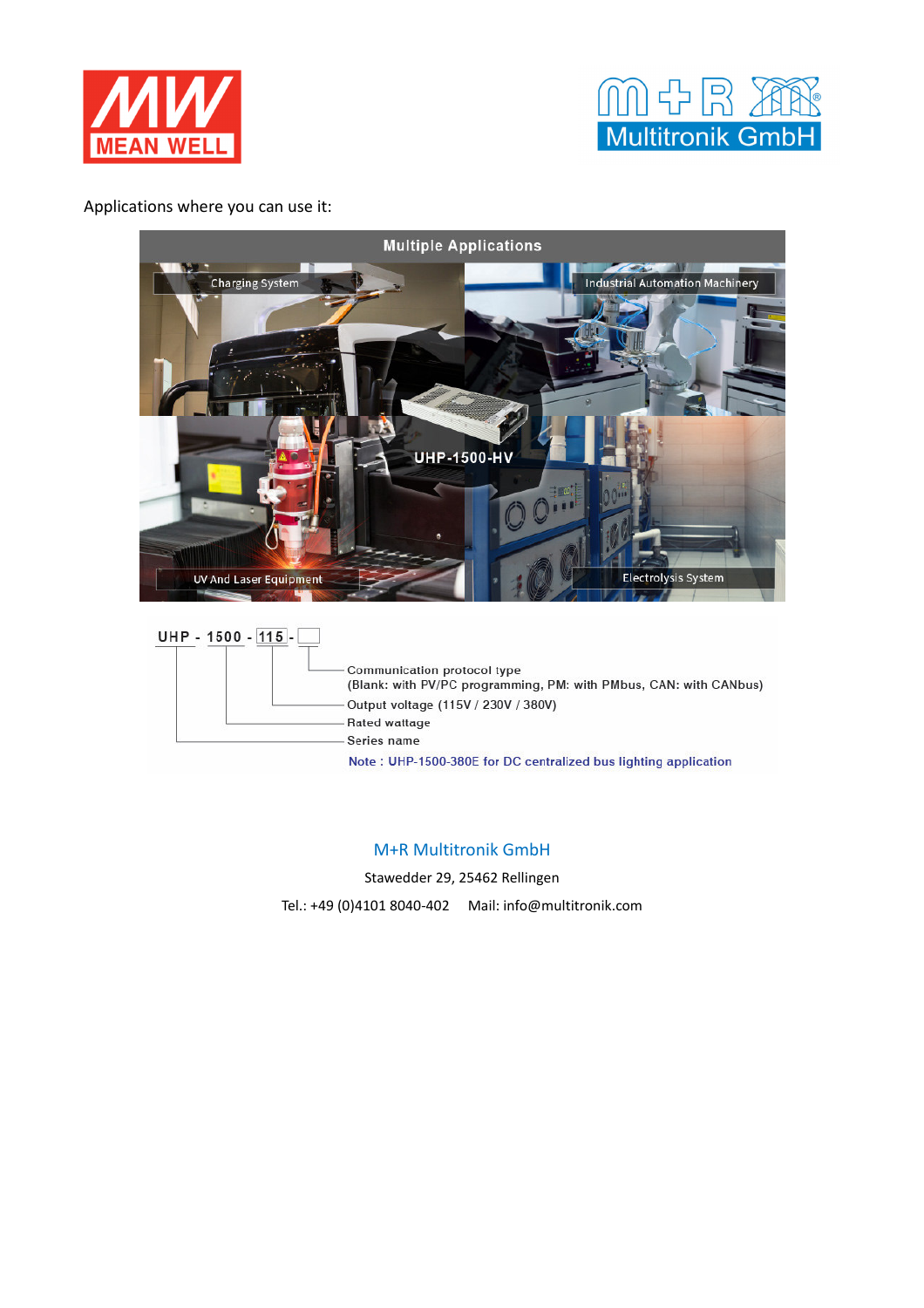Applications where you can use it:

Multiple Applications

Charging System

Industrial Automation Machinery

UHP-1500-HV

UV And Laser Equipment

Electrolysis System

UHP - 1500 - 115 -

Communication protocol type
(Blank: with PV/PC programming, PM: with PMbus, CAN: with CANbus)
Output voltage (115V / 230V / 380V)
Rated wattage
Series name

Note : UHP-1500-380E for DC centralized bus lighting application

M+R Multitronik GmbH

Stawedder 29, 25462 Rellingen

Tel.: +49 (0)4101 8040-402 Mail: info@multitronik.com